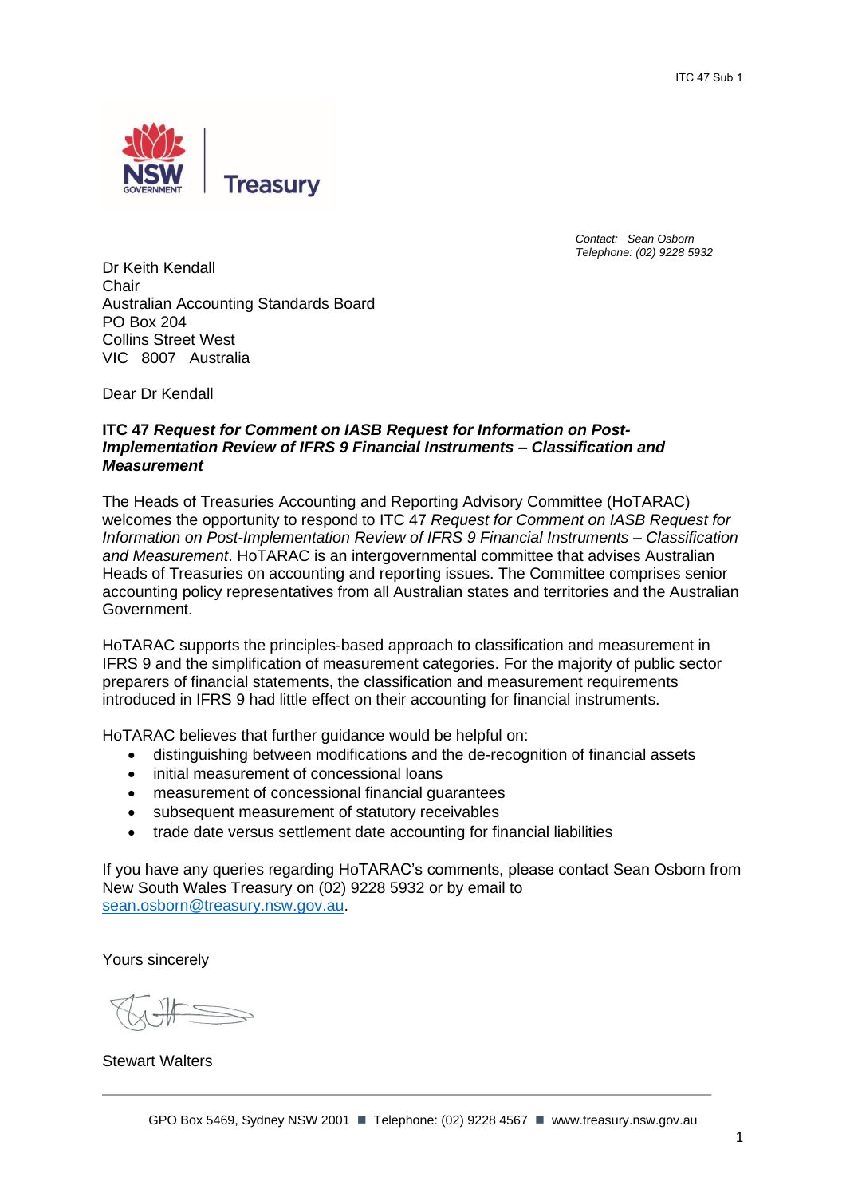ITC 47 Sub 1

NSW GOVERNMENT | Treasury

*Contact: Sean Osborn*
*Telephone: (02) 9228 5932*

Dr Keith Kendall
Chair
Australian Accounting Standards Board
PO Box 204
Collins Street West
VIC 8007 Australia

Dear Dr Kendall

**ITC 47 *Request for Comment on IASB Request for Information on Post-Implementation Review of IFRS 9 Financial Instruments – Classification and Measurement***

The Heads of Treasuries Accounting and Reporting Advisory Committee (HoTARAC) welcomes the opportunity to respond to ITC 47 *Request for Comment on IASB Request for Information on Post-Implementation Review of IFRS 9 Financial Instruments – Classification and Measurement*. HoTARAC is an intergovernmental committee that advises Australian Heads of Treasuries on accounting and reporting issues. The Committee comprises senior accounting policy representatives from all Australian states and territories and the Australian Government.

HoTARAC supports the principles-based approach to classification and measurement in IFRS 9 and the simplification of measurement categories. For the majority of public sector preparers of financial statements, the classification and measurement requirements introduced in IFRS 9 had little effect on their accounting for financial instruments.

HoTARAC believes that further guidance would be helpful on:

- distinguishing between modifications and the de-recognition of financial assets
- initial measurement of concessional loans
- measurement of concessional financial guarantees
- subsequent measurement of statutory receivables
- trade date versus settlement date accounting for financial liabilities

If you have any queries regarding HoTARAC's comments, please contact Sean Osborn from New South Wales Treasury on (02) 9228 5932 or by email to sean.osborn@treasury.nsw.gov.au.

Yours sincerely

Stewart Walters

GPO Box 5469, Sydney NSW 2001 ■ Telephone: (02) 9228 4567 ■ www.treasury.nsw.gov.au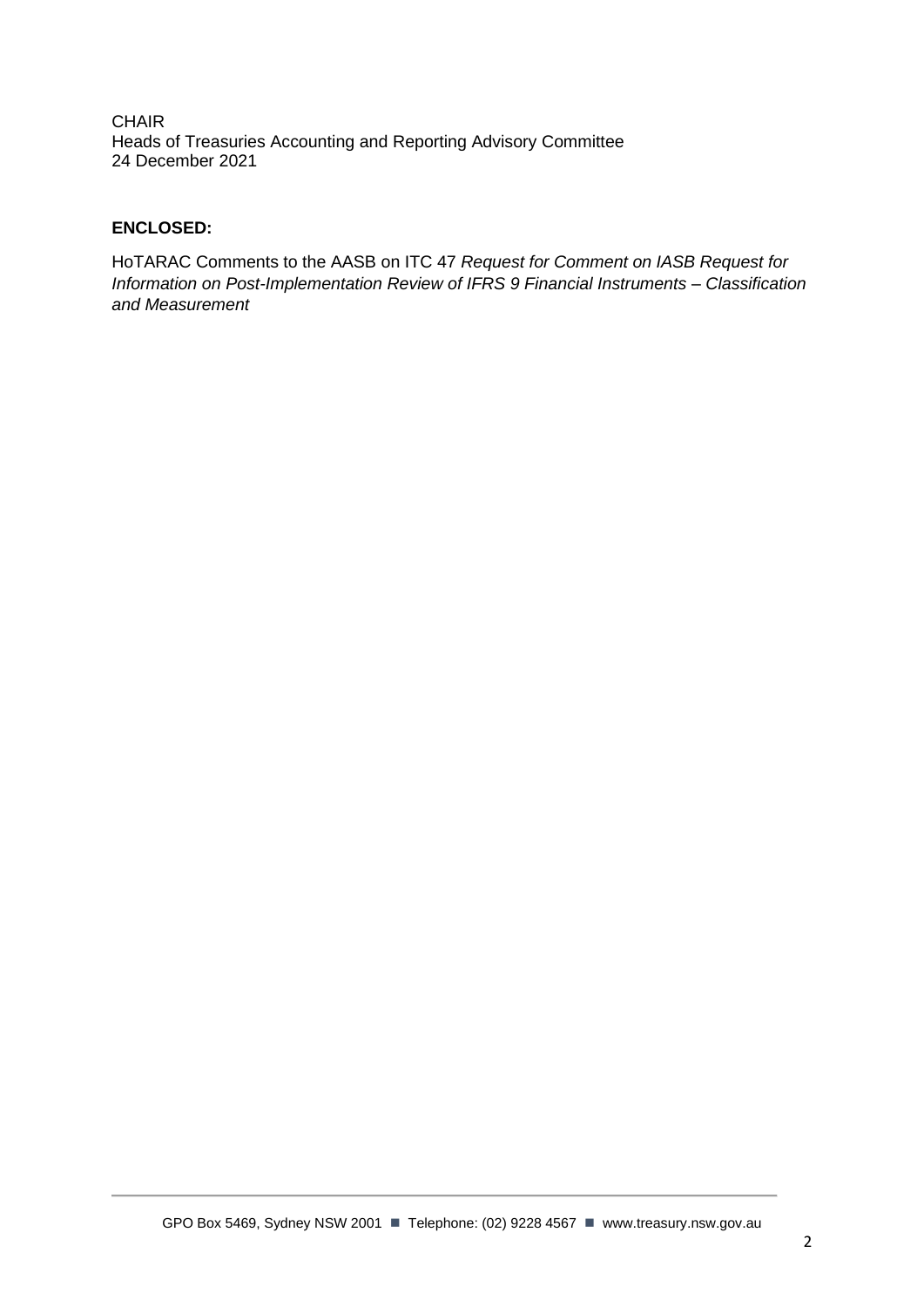CHAIR
Heads of Treasuries Accounting and Reporting Advisory Committee
24 December 2021

**ENCLOSED:**

HoTARAC Comments to the AASB on ITC 47 *Request for Comment on IASB Request for Information on Post-Implementation Review of IFRS 9 Financial Instruments – Classification and Measurement*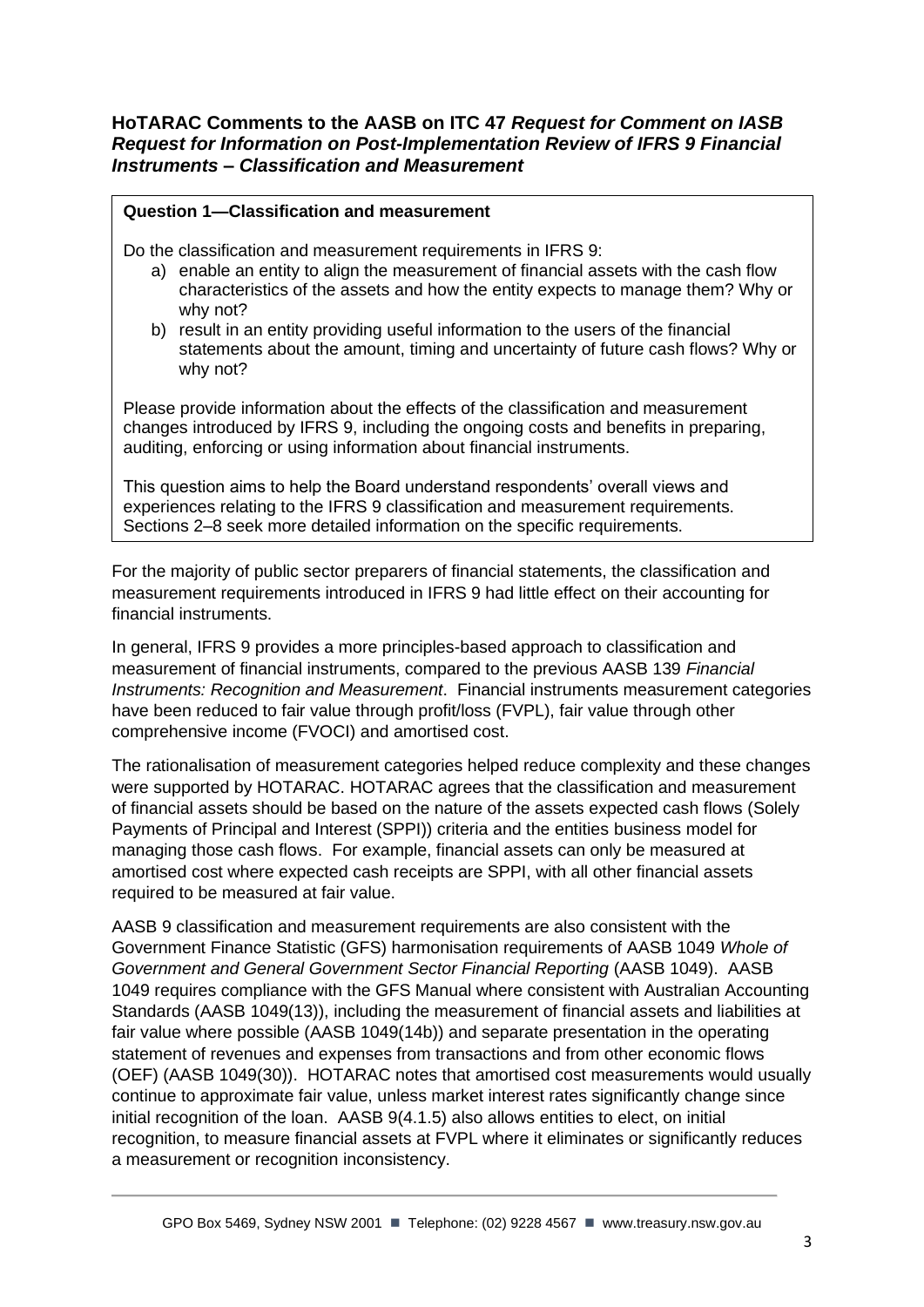## HoTARAC Comments to the AASB on ITC 47 *Request for Comment on IASB Request for Information on Post-Implementation Review of IFRS 9 Financial Instruments – Classification and Measurement*

**Question 1—Classification and measurement**

Do the classification and measurement requirements in IFRS 9:

a) enable an entity to align the measurement of financial assets with the cash flow characteristics of the assets and how the entity expects to manage them? Why or why not?

b) result in an entity providing useful information to the users of the financial statements about the amount, timing and uncertainty of future cash flows? Why or why not?

Please provide information about the effects of the classification and measurement changes introduced by IFRS 9, including the ongoing costs and benefits in preparing, auditing, enforcing or using information about financial instruments.

This question aims to help the Board understand respondents' overall views and experiences relating to the IFRS 9 classification and measurement requirements. Sections 2–8 seek more detailed information on the specific requirements.

For the majority of public sector preparers of financial statements, the classification and measurement requirements introduced in IFRS 9 had little effect on their accounting for financial instruments.

In general, IFRS 9 provides a more principles-based approach to classification and measurement of financial instruments, compared to the previous AASB 139 *Financial Instruments: Recognition and Measurement*. Financial instruments measurement categories have been reduced to fair value through profit/loss (FVPL), fair value through other comprehensive income (FVOCI) and amortised cost.

The rationalisation of measurement categories helped reduce complexity and these changes were supported by HOTARAC. HOTARAC agrees that the classification and measurement of financial assets should be based on the nature of the assets expected cash flows (Solely Payments of Principal and Interest (SPPI)) criteria and the entities business model for managing those cash flows. For example, financial assets can only be measured at amortised cost where expected cash receipts are SPPI, with all other financial assets required to be measured at fair value.

AASB 9 classification and measurement requirements are also consistent with the Government Finance Statistic (GFS) harmonisation requirements of AASB 1049 *Whole of Government and General Government Sector Financial Reporting* (AASB 1049). AASB 1049 requires compliance with the GFS Manual where consistent with Australian Accounting Standards (AASB 1049(13)), including the measurement of financial assets and liabilities at fair value where possible (AASB 1049(14b)) and separate presentation in the operating statement of revenues and expenses from transactions and from other economic flows (OEF) (AASB 1049(30)). HOTARAC notes that amortised cost measurements would usually continue to approximate fair value, unless market interest rates significantly change since initial recognition of the loan. AASB 9(4.1.5) also allows entities to elect, on initial recognition, to measure financial assets at FVPL where it eliminates or significantly reduces a measurement or recognition inconsistency.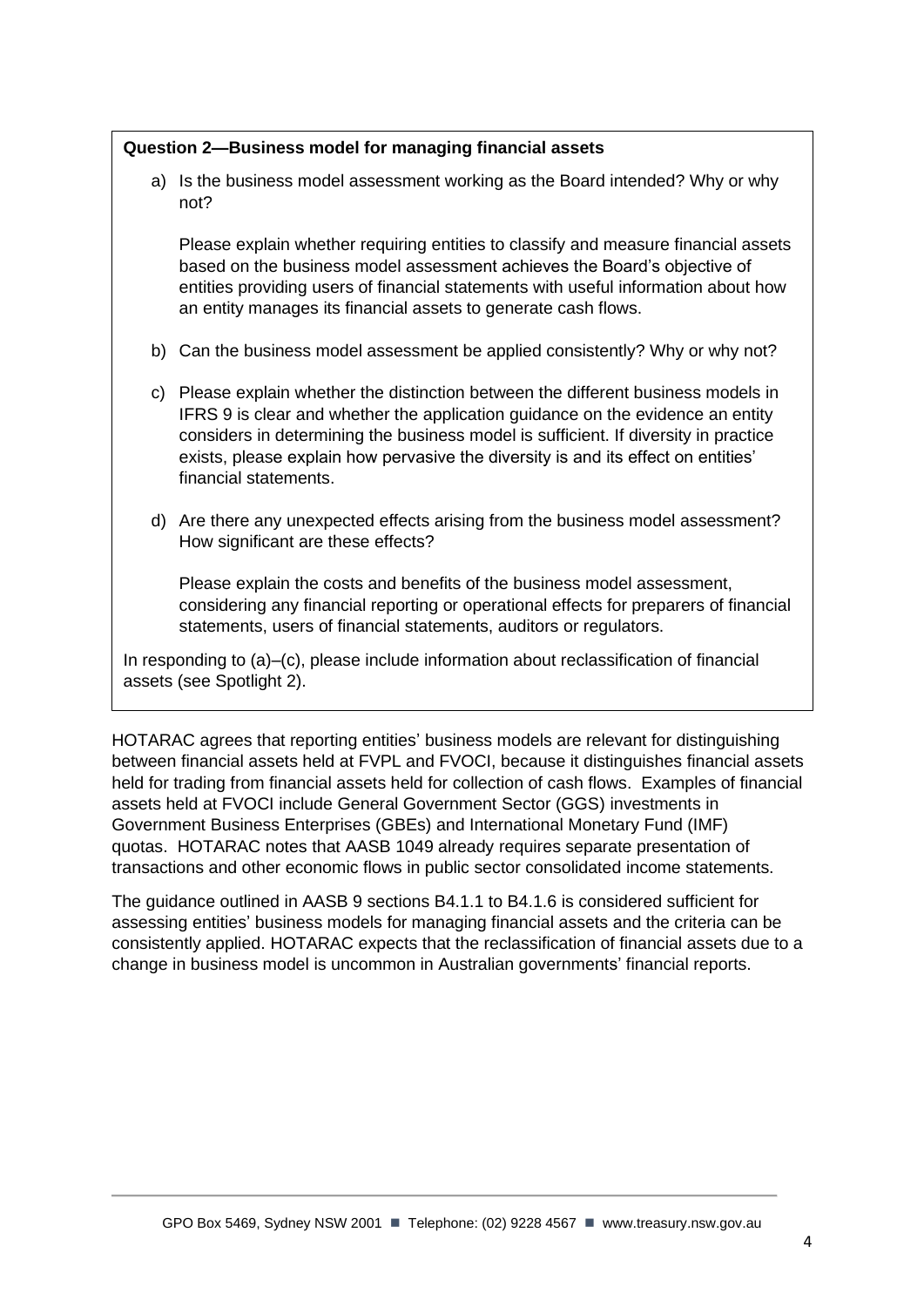**Question 2—Business model for managing financial assets**

a) Is the business model assessment working as the Board intended? Why or why not?

   Please explain whether requiring entities to classify and measure financial assets based on the business model assessment achieves the Board's objective of entities providing users of financial statements with useful information about how an entity manages its financial assets to generate cash flows.

b) Can the business model assessment be applied consistently? Why or why not?

c) Please explain whether the distinction between the different business models in IFRS 9 is clear and whether the application guidance on the evidence an entity considers in determining the business model is sufficient. If diversity in practice exists, please explain how pervasive the diversity is and its effect on entities' financial statements.

d) Are there any unexpected effects arising from the business model assessment? How significant are these effects?

   Please explain the costs and benefits of the business model assessment, considering any financial reporting or operational effects for preparers of financial statements, users of financial statements, auditors or regulators.

In responding to (a)–(c), please include information about reclassification of financial assets (see Spotlight 2).

HOTARAC agrees that reporting entities' business models are relevant for distinguishing between financial assets held at FVPL and FVOCI, because it distinguishes financial assets held for trading from financial assets held for collection of cash flows. Examples of financial assets held at FVOCI include General Government Sector (GGS) investments in Government Business Enterprises (GBEs) and International Monetary Fund (IMF) quotas. HOTARAC notes that AASB 1049 already requires separate presentation of transactions and other economic flows in public sector consolidated income statements.

The guidance outlined in AASB 9 sections B4.1.1 to B4.1.6 is considered sufficient for assessing entities' business models for managing financial assets and the criteria can be consistently applied. HOTARAC expects that the reclassification of financial assets due to a change in business model is uncommon in Australian governments' financial reports.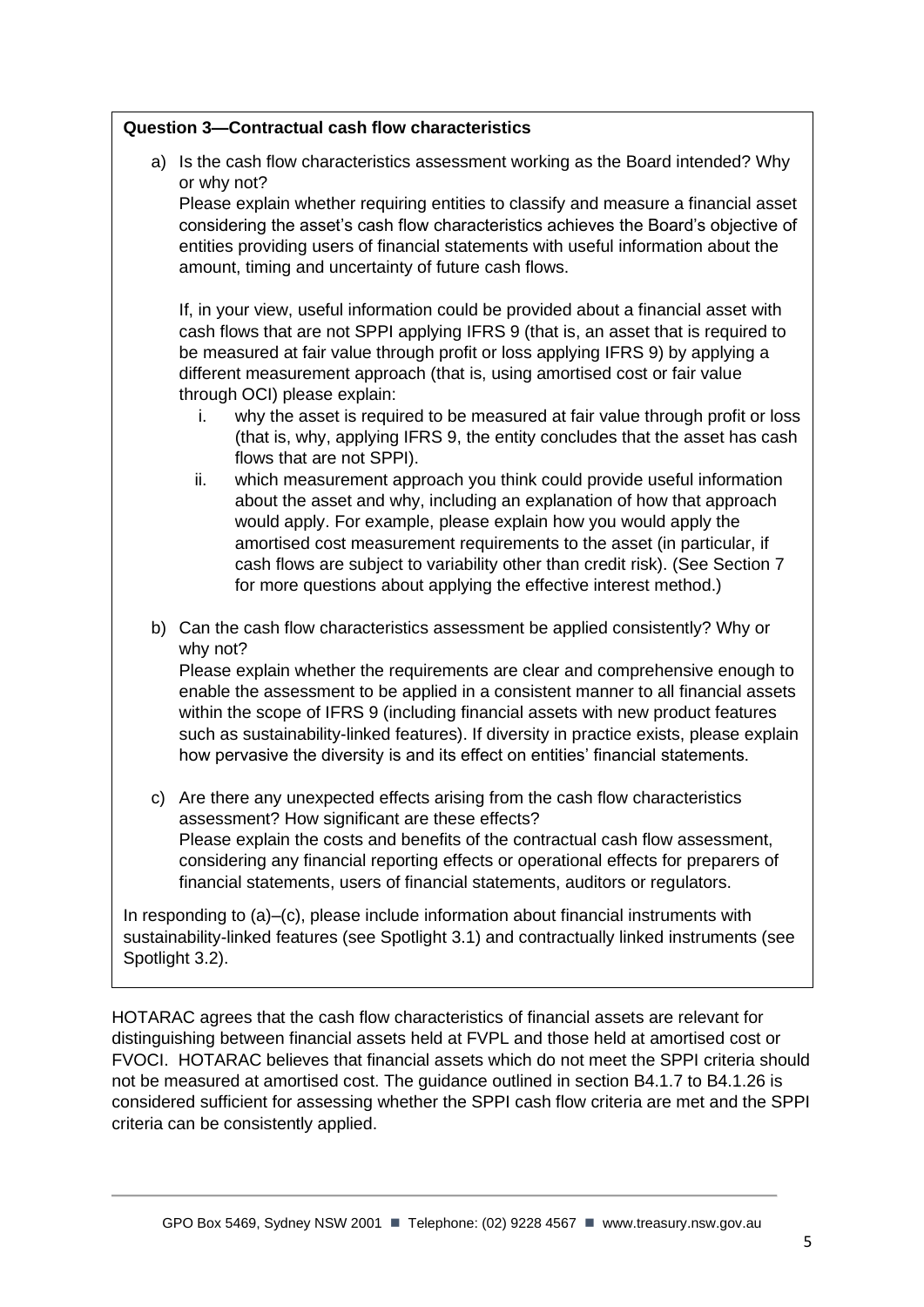**Question 3—Contractual cash flow characteristics**

a) Is the cash flow characteristics assessment working as the Board intended? Why or why not?
   Please explain whether requiring entities to classify and measure a financial asset considering the asset's cash flow characteristics achieves the Board's objective of entities providing users of financial statements with useful information about the amount, timing and uncertainty of future cash flows.

   If, in your view, useful information could be provided about a financial asset with cash flows that are not SPPI applying IFRS 9 (that is, an asset that is required to be measured at fair value through profit or loss applying IFRS 9) by applying a different measurement approach (that is, using amortised cost or fair value through OCI) please explain:

   i. why the asset is required to be measured at fair value through profit or loss (that is, why, applying IFRS 9, the entity concludes that the asset has cash flows that are not SPPI).
   ii. which measurement approach you think could provide useful information about the asset and why, including an explanation of how that approach would apply. For example, please explain how you would apply the amortised cost measurement requirements to the asset (in particular, if cash flows are subject to variability other than credit risk). (See Section 7 for more questions about applying the effective interest method.)

b) Can the cash flow characteristics assessment be applied consistently? Why or why not?
   Please explain whether the requirements are clear and comprehensive enough to enable the assessment to be applied in a consistent manner to all financial assets within the scope of IFRS 9 (including financial assets with new product features such as sustainability-linked features). If diversity in practice exists, please explain how pervasive the diversity is and its effect on entities' financial statements.

c) Are there any unexpected effects arising from the cash flow characteristics assessment? How significant are these effects?
   Please explain the costs and benefits of the contractual cash flow assessment, considering any financial reporting effects or operational effects for preparers of financial statements, users of financial statements, auditors or regulators.

In responding to (a)–(c), please include information about financial instruments with sustainability-linked features (see Spotlight 3.1) and contractually linked instruments (see Spotlight 3.2).

HOTARAC agrees that the cash flow characteristics of financial assets are relevant for distinguishing between financial assets held at FVPL and those held at amortised cost or FVOCI. HOTARAC believes that financial assets which do not meet the SPPI criteria should not be measured at amortised cost. The guidance outlined in section B4.1.7 to B4.1.26 is considered sufficient for assessing whether the SPPI cash flow criteria are met and the SPPI criteria can be consistently applied.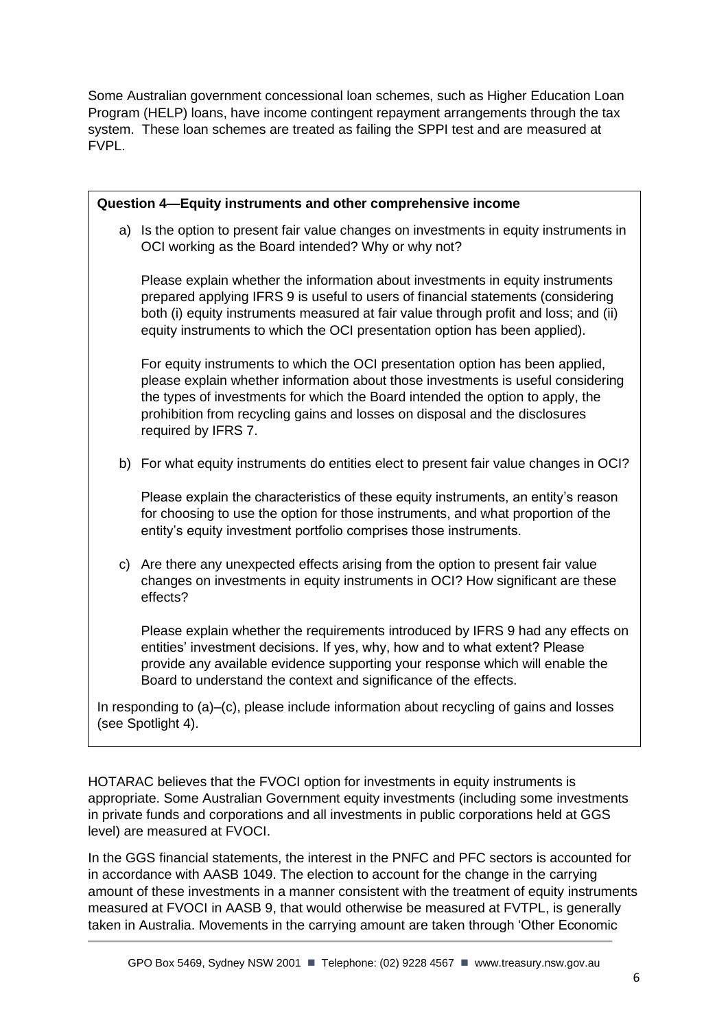Some Australian government concessional loan schemes, such as Higher Education Loan Program (HELP) loans, have income contingent repayment arrangements through the tax system. These loan schemes are treated as failing the SPPI test and are measured at FVPL.

> **Question 4—Equity instruments and other comprehensive income**
>
> a) Is the option to present fair value changes on investments in equity instruments in OCI working as the Board intended? Why or why not?
>
> Please explain whether the information about investments in equity instruments prepared applying IFRS 9 is useful to users of financial statements (considering both (i) equity instruments measured at fair value through profit and loss; and (ii) equity instruments to which the OCI presentation option has been applied).
>
> For equity instruments to which the OCI presentation option has been applied, please explain whether information about those investments is useful considering the types of investments for which the Board intended the option to apply, the prohibition from recycling gains and losses on disposal and the disclosures required by IFRS 7.
>
> b) For what equity instruments do entities elect to present fair value changes in OCI?
>
> Please explain the characteristics of these equity instruments, an entity's reason for choosing to use the option for those instruments, and what proportion of the entity's equity investment portfolio comprises those instruments.
>
> c) Are there any unexpected effects arising from the option to present fair value changes on investments in equity instruments in OCI? How significant are these effects?
>
> Please explain whether the requirements introduced by IFRS 9 had any effects on entities' investment decisions. If yes, why, how and to what extent? Please provide any available evidence supporting your response which will enable the Board to understand the context and significance of the effects.
>
> In responding to (a)–(c), please include information about recycling of gains and losses (see Spotlight 4).

HOTARAC believes that the FVOCI option for investments in equity instruments is appropriate. Some Australian Government equity investments (including some investments in private funds and corporations and all investments in public corporations held at GGS level) are measured at FVOCI.

In the GGS financial statements, the interest in the PNFC and PFC sectors is accounted for in accordance with AASB 1049. The election to account for the change in the carrying amount of these investments in a manner consistent with the treatment of equity instruments measured at FVOCI in AASB 9, that would otherwise be measured at FVTPL, is generally taken in Australia. Movements in the carrying amount are taken through 'Other Economic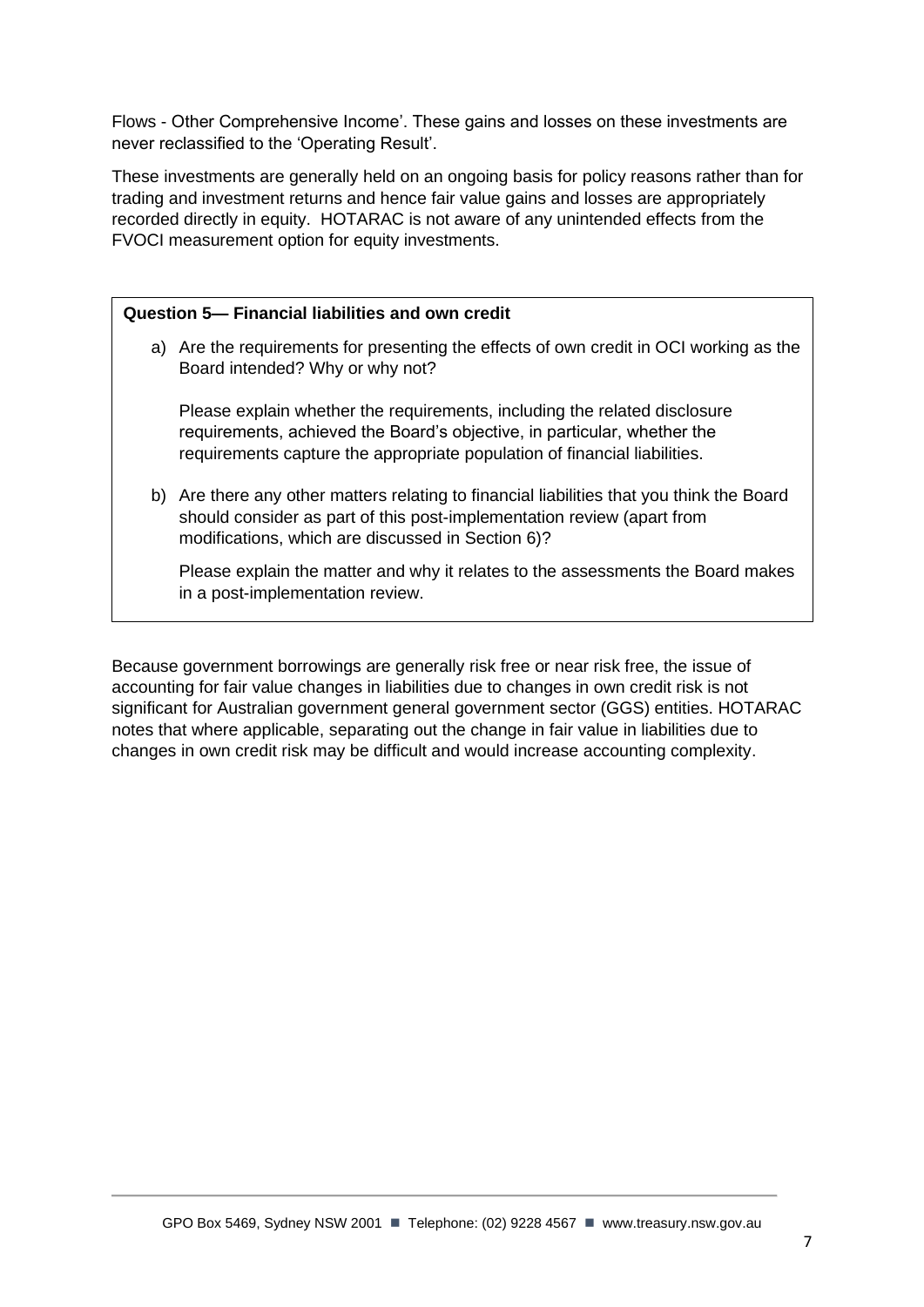Flows - Other Comprehensive Income'. These gains and losses on these investments are never reclassified to the 'Operating Result'.

These investments are generally held on an ongoing basis for policy reasons rather than for trading and investment returns and hence fair value gains and losses are appropriately recorded directly in equity. HOTARAC is not aware of any unintended effects from the FVOCI measurement option for equity investments.

**Question 5— Financial liabilities and own credit**

a) Are the requirements for presenting the effects of own credit in OCI working as the Board intended? Why or why not?

   Please explain whether the requirements, including the related disclosure requirements, achieved the Board's objective, in particular, whether the requirements capture the appropriate population of financial liabilities.

b) Are there any other matters relating to financial liabilities that you think the Board should consider as part of this post-implementation review (apart from modifications, which are discussed in Section 6)?

   Please explain the matter and why it relates to the assessments the Board makes in a post-implementation review.

Because government borrowings are generally risk free or near risk free, the issue of accounting for fair value changes in liabilities due to changes in own credit risk is not significant for Australian government general government sector (GGS) entities. HOTARAC notes that where applicable, separating out the change in fair value in liabilities due to changes in own credit risk may be difficult and would increase accounting complexity.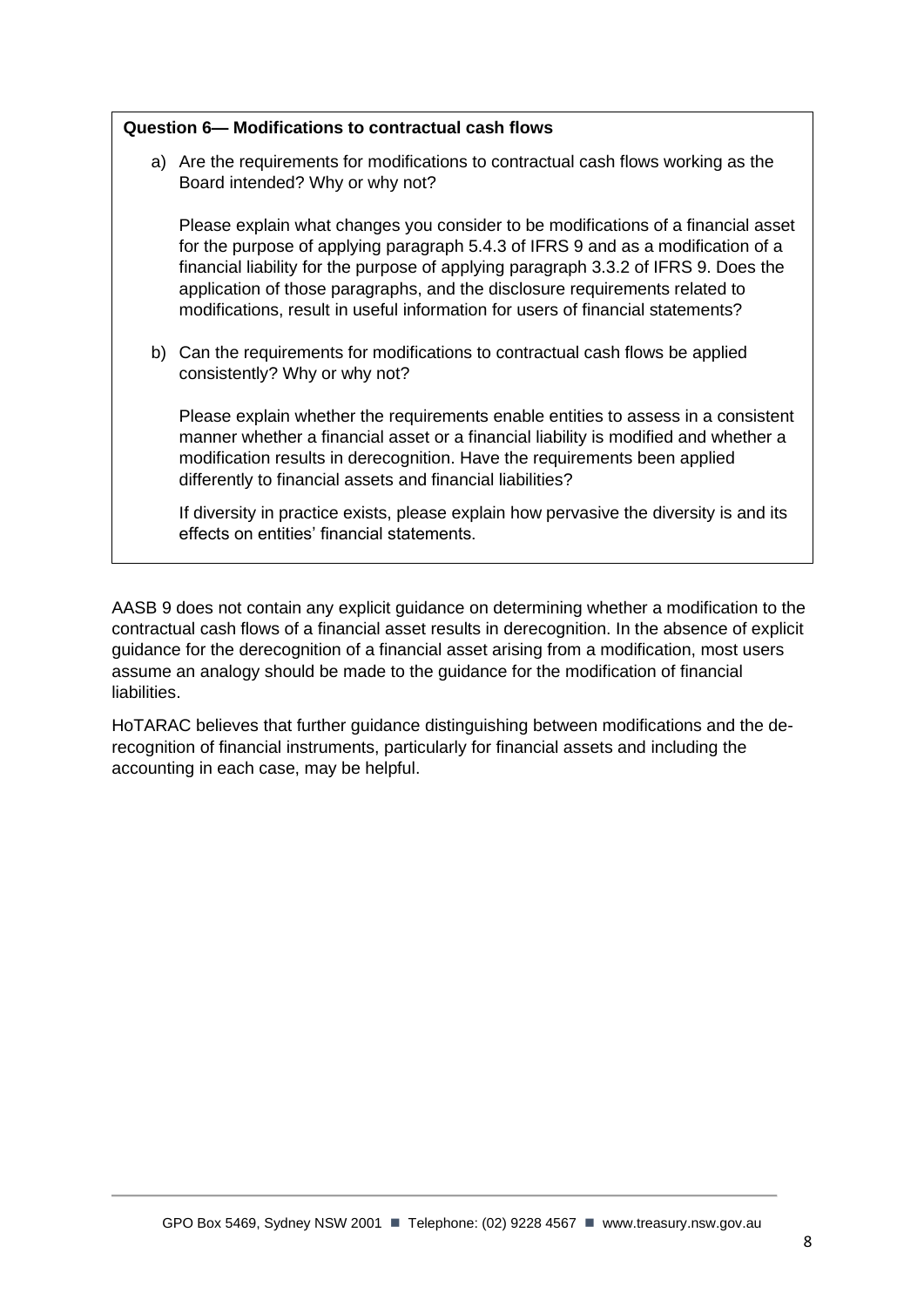**Question 6— Modifications to contractual cash flows**

a) Are the requirements for modifications to contractual cash flows working as the Board intended? Why or why not?

   Please explain what changes you consider to be modifications of a financial asset for the purpose of applying paragraph 5.4.3 of IFRS 9 and as a modification of a financial liability for the purpose of applying paragraph 3.3.2 of IFRS 9. Does the application of those paragraphs, and the disclosure requirements related to modifications, result in useful information for users of financial statements?

b) Can the requirements for modifications to contractual cash flows be applied consistently? Why or why not?

   Please explain whether the requirements enable entities to assess in a consistent manner whether a financial asset or a financial liability is modified and whether a modification results in derecognition. Have the requirements been applied differently to financial assets and financial liabilities?

   If diversity in practice exists, please explain how pervasive the diversity is and its effects on entities' financial statements.

AASB 9 does not contain any explicit guidance on determining whether a modification to the contractual cash flows of a financial asset results in derecognition. In the absence of explicit guidance for the derecognition of a financial asset arising from a modification, most users assume an analogy should be made to the guidance for the modification of financial liabilities.

HoTARAC believes that further guidance distinguishing between modifications and the de-recognition of financial instruments, particularly for financial assets and including the accounting in each case, may be helpful.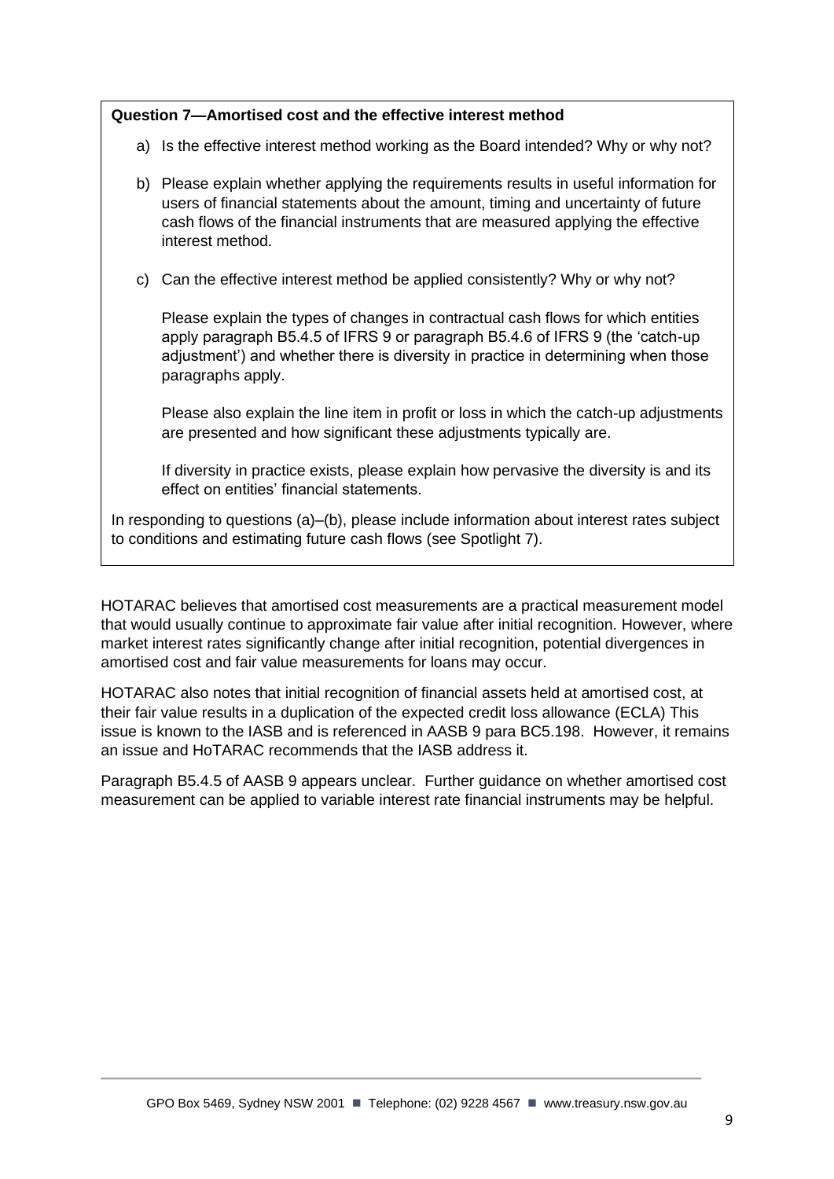**Question 7—Amortised cost and the effective interest method**

a) Is the effective interest method working as the Board intended? Why or why not?

b) Please explain whether applying the requirements results in useful information for users of financial statements about the amount, timing and uncertainty of future cash flows of the financial instruments that are measured applying the effective interest method.

c) Can the effective interest method be applied consistently? Why or why not?

   Please explain the types of changes in contractual cash flows for which entities apply paragraph B5.4.5 of IFRS 9 or paragraph B5.4.6 of IFRS 9 (the 'catch-up adjustment') and whether there is diversity in practice in determining when those paragraphs apply.

   Please also explain the line item in profit or loss in which the catch-up adjustments are presented and how significant these adjustments typically are.

   If diversity in practice exists, please explain how pervasive the diversity is and its effect on entities' financial statements.

In responding to questions (a)–(b), please include information about interest rates subject to conditions and estimating future cash flows (see Spotlight 7).

HOTARAC believes that amortised cost measurements are a practical measurement model that would usually continue to approximate fair value after initial recognition. However, where market interest rates significantly change after initial recognition, potential divergences in amortised cost and fair value measurements for loans may occur.

HOTARAC also notes that initial recognition of financial assets held at amortised cost, at their fair value results in a duplication of the expected credit loss allowance (ECLA) This issue is known to the IASB and is referenced in AASB 9 para BC5.198. However, it remains an issue and HoTARAC recommends that the IASB address it.

Paragraph B5.4.5 of AASB 9 appears unclear. Further guidance on whether amortised cost measurement can be applied to variable interest rate financial instruments may be helpful.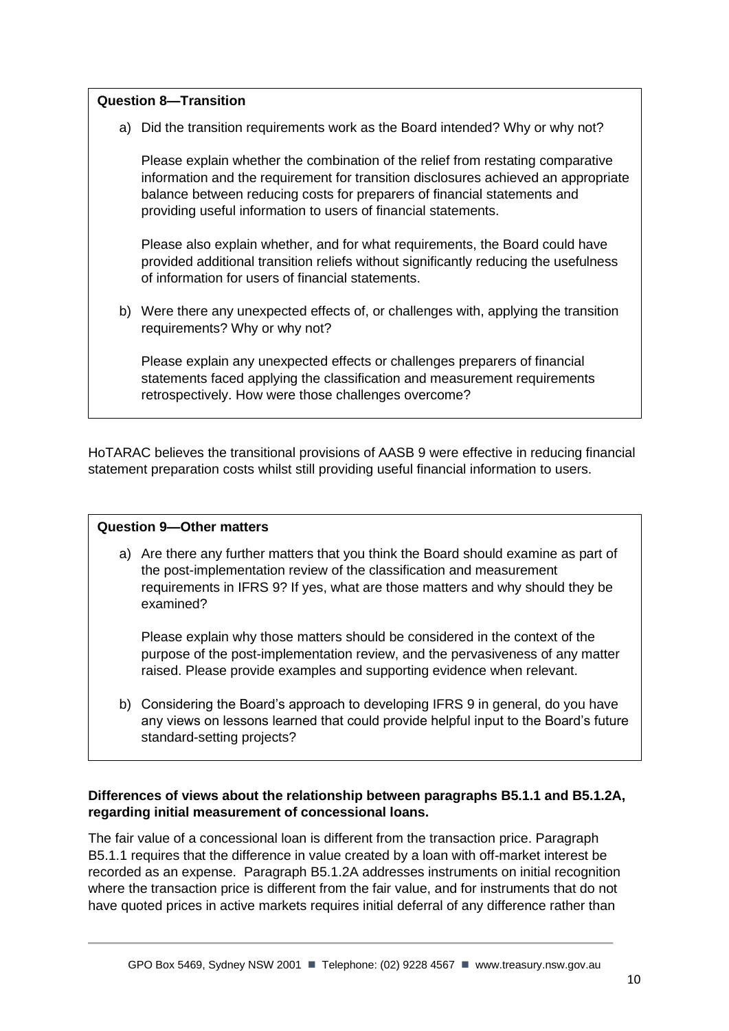**Question 8—Transition**

a) Did the transition requirements work as the Board intended? Why or why not?

   Please explain whether the combination of the relief from restating comparative information and the requirement for transition disclosures achieved an appropriate balance between reducing costs for preparers of financial statements and providing useful information to users of financial statements.

   Please also explain whether, and for what requirements, the Board could have provided additional transition reliefs without significantly reducing the usefulness of information for users of financial statements.

b) Were there any unexpected effects of, or challenges with, applying the transition requirements? Why or why not?

   Please explain any unexpected effects or challenges preparers of financial statements faced applying the classification and measurement requirements retrospectively. How were those challenges overcome?

HoTARAC believes the transitional provisions of AASB 9 were effective in reducing financial statement preparation costs whilst still providing useful financial information to users.

**Question 9—Other matters**

a) Are there any further matters that you think the Board should examine as part of the post-implementation review of the classification and measurement requirements in IFRS 9? If yes, what are those matters and why should they be examined?

   Please explain why those matters should be considered in the context of the purpose of the post-implementation review, and the pervasiveness of any matter raised. Please provide examples and supporting evidence when relevant.

b) Considering the Board's approach to developing IFRS 9 in general, do you have any views on lessons learned that could provide helpful input to the Board's future standard-setting projects?

**Differences of views about the relationship between paragraphs B5.1.1 and B5.1.2A, regarding initial measurement of concessional loans.**

The fair value of a concessional loan is different from the transaction price. Paragraph B5.1.1 requires that the difference in value created by a loan with off-market interest be recorded as an expense. Paragraph B5.1.2A addresses instruments on initial recognition where the transaction price is different from the fair value, and for instruments that do not have quoted prices in active markets requires initial deferral of any difference rather than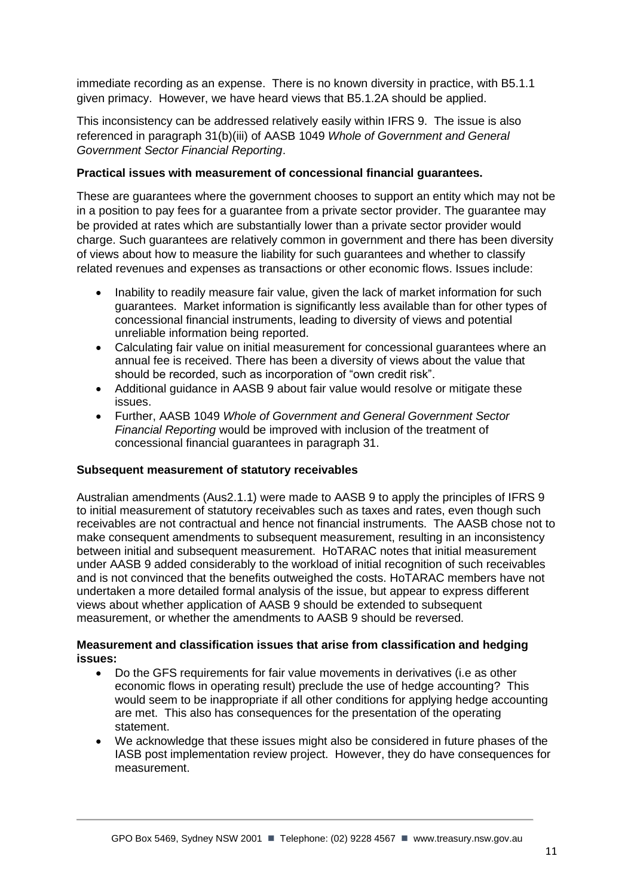immediate recording as an expense. There is no known diversity in practice, with B5.1.1 given primacy. However, we have heard views that B5.1.2A should be applied.

This inconsistency can be addressed relatively easily within IFRS 9. The issue is also referenced in paragraph 31(b)(iii) of AASB 1049 *Whole of Government and General Government Sector Financial Reporting*.

**Practical issues with measurement of concessional financial guarantees.**

These are guarantees where the government chooses to support an entity which may not be in a position to pay fees for a guarantee from a private sector provider. The guarantee may be provided at rates which are substantially lower than a private sector provider would charge. Such guarantees are relatively common in government and there has been diversity of views about how to measure the liability for such guarantees and whether to classify related revenues and expenses as transactions or other economic flows. Issues include:

- Inability to readily measure fair value, given the lack of market information for such guarantees. Market information is significantly less available than for other types of concessional financial instruments, leading to diversity of views and potential unreliable information being reported.
- Calculating fair value on initial measurement for concessional guarantees where an annual fee is received. There has been a diversity of views about the value that should be recorded, such as incorporation of "own credit risk".
- Additional guidance in AASB 9 about fair value would resolve or mitigate these issues.
- Further, AASB 1049 *Whole of Government and General Government Sector Financial Reporting* would be improved with inclusion of the treatment of concessional financial guarantees in paragraph 31.

**Subsequent measurement of statutory receivables**

Australian amendments (Aus2.1.1) were made to AASB 9 to apply the principles of IFRS 9 to initial measurement of statutory receivables such as taxes and rates, even though such receivables are not contractual and hence not financial instruments. The AASB chose not to make consequent amendments to subsequent measurement, resulting in an inconsistency between initial and subsequent measurement. HoTARAC notes that initial measurement under AASB 9 added considerably to the workload of initial recognition of such receivables and is not convinced that the benefits outweighed the costs. HoTARAC members have not undertaken a more detailed formal analysis of the issue, but appear to express different views about whether application of AASB 9 should be extended to subsequent measurement, or whether the amendments to AASB 9 should be reversed.

**Measurement and classification issues that arise from classification and hedging issues:**

- Do the GFS requirements for fair value movements in derivatives (i.e as other economic flows in operating result) preclude the use of hedge accounting? This would seem to be inappropriate if all other conditions for applying hedge accounting are met. This also has consequences for the presentation of the operating statement.
- We acknowledge that these issues might also be considered in future phases of the IASB post implementation review project. However, they do have consequences for measurement.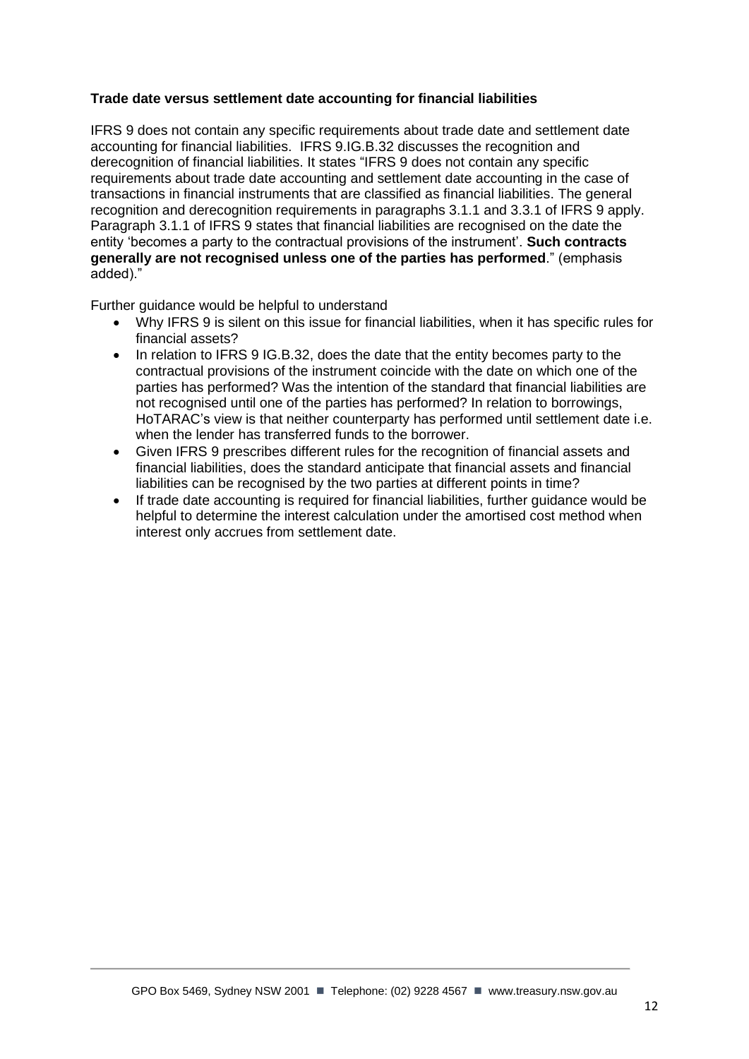**Trade date versus settlement date accounting for financial liabilities**

IFRS 9 does not contain any specific requirements about trade date and settlement date accounting for financial liabilities. IFRS 9.IG.B.32 discusses the recognition and derecognition of financial liabilities. It states "IFRS 9 does not contain any specific requirements about trade date accounting and settlement date accounting in the case of transactions in financial instruments that are classified as financial liabilities. The general recognition and derecognition requirements in paragraphs 3.1.1 and 3.3.1 of IFRS 9 apply. Paragraph 3.1.1 of IFRS 9 states that financial liabilities are recognised on the date the entity 'becomes a party to the contractual provisions of the instrument'. **Such contracts generally are not recognised unless one of the parties has performed**." (emphasis added)."

Further guidance would be helpful to understand

- Why IFRS 9 is silent on this issue for financial liabilities, when it has specific rules for financial assets?
- In relation to IFRS 9 IG.B.32, does the date that the entity becomes party to the contractual provisions of the instrument coincide with the date on which one of the parties has performed? Was the intention of the standard that financial liabilities are not recognised until one of the parties has performed? In relation to borrowings, HoTARAC's view is that neither counterparty has performed until settlement date i.e. when the lender has transferred funds to the borrower.
- Given IFRS 9 prescribes different rules for the recognition of financial assets and financial liabilities, does the standard anticipate that financial assets and financial liabilities can be recognised by the two parties at different points in time?
- If trade date accounting is required for financial liabilities, further guidance would be helpful to determine the interest calculation under the amortised cost method when interest only accrues from settlement date.